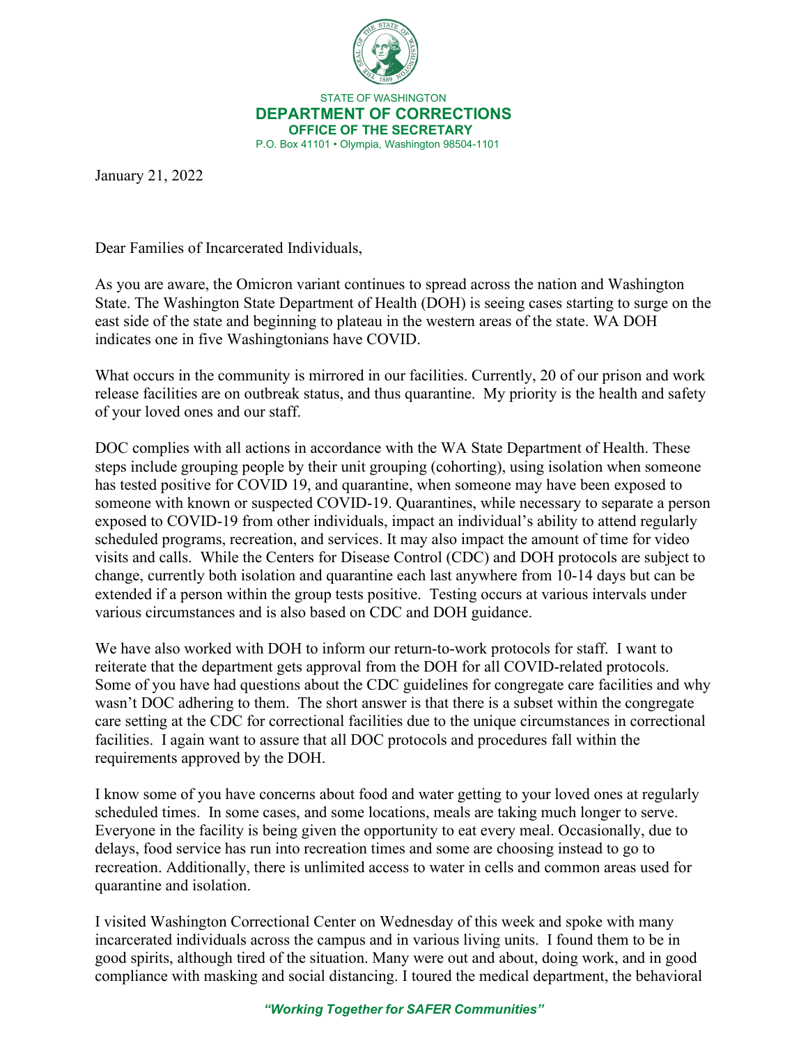STATE OF WASHINGTON

**DEPARTMENT OF CORRECTIONS**

**OFFICE OF THE SECRETARY**

P.O. Box 41101 • Olympia, Washington 98504-1101

January 21, 2022

Dear Families of Incarcerated Individuals,

As you are aware, the Omicron variant continues to spread across the nation and Washington State. The Washington State Department of Health (DOH) is seeing cases starting to surge on the east side of the state and beginning to plateau in the western areas of the state. WA DOH indicates one in five Washingtonians have COVID.

What occurs in the community is mirrored in our facilities. Currently, 20 of our prison and work release facilities are on outbreak status, and thus quarantine. My priority is the health and safety of your loved ones and our staff.

DOC complies with all actions in accordance with the WA State Department of Health. These steps include grouping people by their unit grouping (cohorting), using isolation when someone has tested positive for COVID 19, and quarantine, when someone may have been exposed to someone with known or suspected COVID-19. Quarantines, while necessary to separate a person exposed to COVID-19 from other individuals, impact an individual's ability to attend regularly scheduled programs, recreation, and services. It may also impact the amount of time for video visits and calls. While the Centers for Disease Control (CDC) and DOH protocols are subject to change, currently both isolation and quarantine each last anywhere from 10-14 days but can be extended if a person within the group tests positive. Testing occurs at various intervals under various circumstances and is also based on CDC and DOH guidance.

We have also worked with DOH to inform our return-to-work protocols for staff. I want to reiterate that the department gets approval from the DOH for all COVID-related protocols. Some of you have had questions about the CDC guidelines for congregate care facilities and why wasn't DOC adhering to them. The short answer is that there is a subset within the congregate care setting at the CDC for correctional facilities due to the unique circumstances in correctional facilities. I again want to assure that all DOC protocols and procedures fall within the requirements approved by the DOH.

I know some of you have concerns about food and water getting to your loved ones at regularly scheduled times. In some cases, and some locations, meals are taking much longer to serve. Everyone in the facility is being given the opportunity to eat every meal. Occasionally, due to delays, food service has run into recreation times and some are choosing instead to go to recreation. Additionally, there is unlimited access to water in cells and common areas used for quarantine and isolation.

I visited Washington Correctional Center on Wednesday of this week and spoke with many incarcerated individuals across the campus and in various living units. I found them to be in good spirits, although tired of the situation. Many were out and about, doing work, and in good compliance with masking and social distancing. I toured the medical department, the behavioral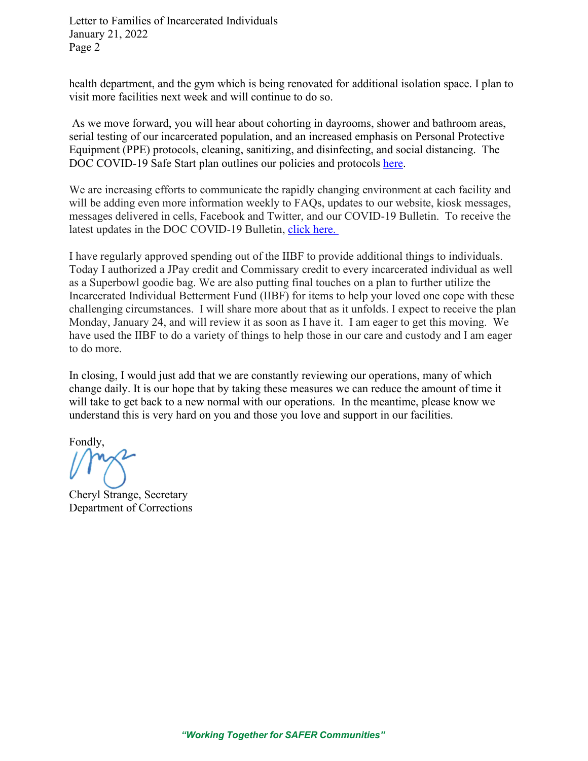health department, and the gym which is being renovated for additional isolation space. I plan to visit more facilities next week and will continue to do so.

As we move forward, you will hear about cohorting in dayrooms, shower and bathroom areas, serial testing of our incarcerated population, and an increased emphasis on Personal Protective Equipment (PPE) protocols, cleaning, sanitizing, and disinfecting, and social distancing. The DOC COVID-19 Safe Start plan outlines our policies and protocols here.

We are increasing efforts to communicate the rapidly changing environment at each facility and will be adding even more information weekly to FAQs, updates to our website, kiosk messages, messages delivered in cells, Facebook and Twitter, and our COVID-19 Bulletin. To receive the latest updates in the DOC COVID-19 Bulletin, click here.

I have regularly approved spending out of the IIBF to provide additional things to individuals. Today I authorized a JPay credit and Commissary credit to every incarcerated individual as well as a Superbowl goodie bag. We are also putting final touches on a plan to further utilize the Incarcerated Individual Betterment Fund (IIBF) for items to help your loved one cope with these challenging circumstances. I will share more about that as it unfolds. I expect to receive the plan Monday, January 24, and will review it as soon as I have it. I am eager to get this moving. We have used the IIBF to do a variety of things to help those in our care and custody and I am eager to do more.

In closing, I would just add that we are constantly reviewing our operations, many of which change daily. It is our hope that by taking these measures we can reduce the amount of time it will take to get back to a new normal with our operations. In the meantime, please know we understand this is very hard on you and those you love and support in our facilities.

Fondly,

Cheryl Strange, Secretary
Department of Corrections

*"Working Together for SAFER Communities"*